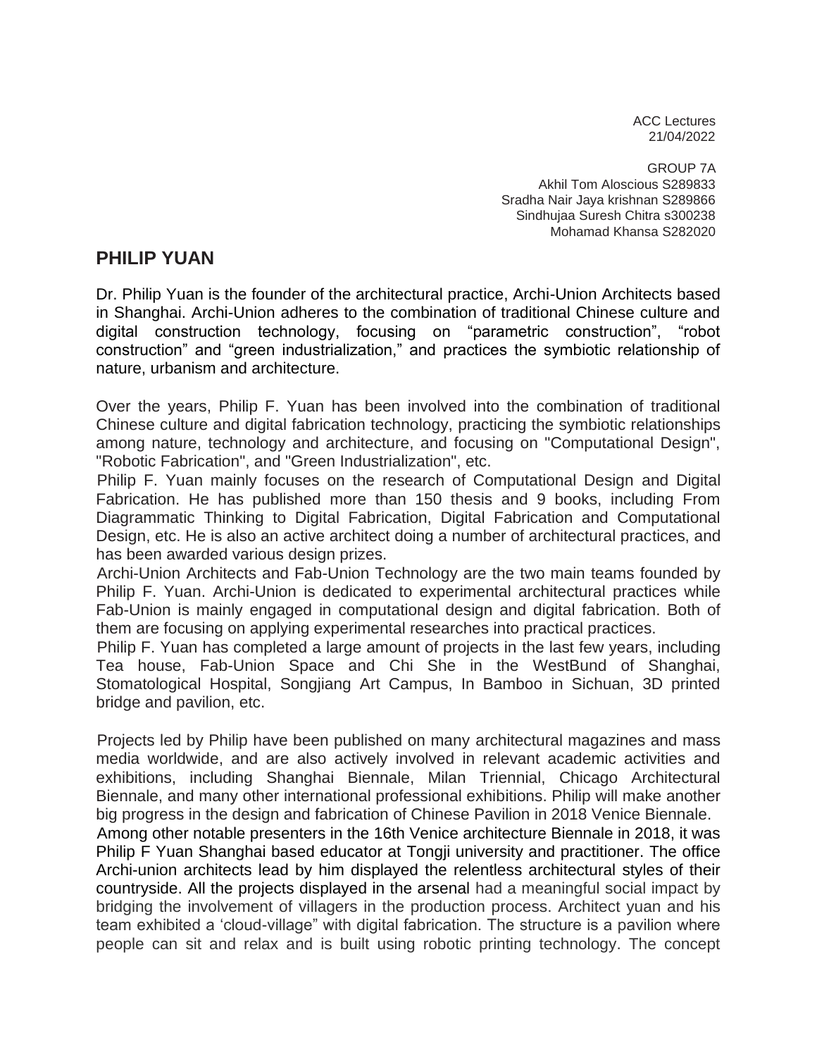ACC Lectures
21/04/2022

GROUP 7A
Akhil Tom Aloscious S289833
Sradha Nair Jaya krishnan S289866
Sindhujaa Suresh Chitra s300238
Mohamad Khansa S282020

## PHILIP YUAN

Dr. Philip Yuan is the founder of the architectural practice, Archi-Union Architects based in Shanghai. Archi-Union adheres to the combination of traditional Chinese culture and digital construction technology, focusing on "parametric construction", "robot construction" and "green industrialization," and practices the symbiotic relationship of nature, urbanism and architecture.

Over the years, Philip F. Yuan has been involved into the combination of traditional Chinese culture and digital fabrication technology, practicing the symbiotic relationships among nature, technology and architecture, and focusing on "Computational Design", "Robotic Fabrication", and "Green Industrialization", etc.

Philip F. Yuan mainly focuses on the research of Computational Design and Digital Fabrication. He has published more than 150 thesis and 9 books, including From Diagrammatic Thinking to Digital Fabrication, Digital Fabrication and Computational Design, etc. He is also an active architect doing a number of architectural practices, and has been awarded various design prizes.

Archi-Union Architects and Fab-Union Technology are the two main teams founded by Philip F. Yuan. Archi-Union is dedicated to experimental architectural practices while Fab-Union is mainly engaged in computational design and digital fabrication. Both of them are focusing on applying experimental researches into practical practices.

Philip F. Yuan has completed a large amount of projects in the last few years, including Tea house, Fab-Union Space and Chi She in the WestBund of Shanghai, Stomatological Hospital, Songjiang Art Campus, In Bamboo in Sichuan, 3D printed bridge and pavilion, etc.

Projects led by Philip have been published on many architectural magazines and mass media worldwide, and are also actively involved in relevant academic activities and exhibitions, including Shanghai Biennale, Milan Triennial, Chicago Architectural Biennale, and many other international professional exhibitions. Philip will make another big progress in the design and fabrication of Chinese Pavilion in 2018 Venice Biennale.

Among other notable presenters in the 16th Venice architecture Biennale in 2018, it was Philip F Yuan Shanghai based educator at Tongji university and practitioner. The office Archi-union architects lead by him displayed the relentless architectural styles of their countryside. All the projects displayed in the arsenal had a meaningful social impact by bridging the involvement of villagers in the production process. Architect yuan and his team exhibited a 'cloud-village" with digital fabrication. The structure is a pavilion where people can sit and relax and is built using robotic printing technology. The concept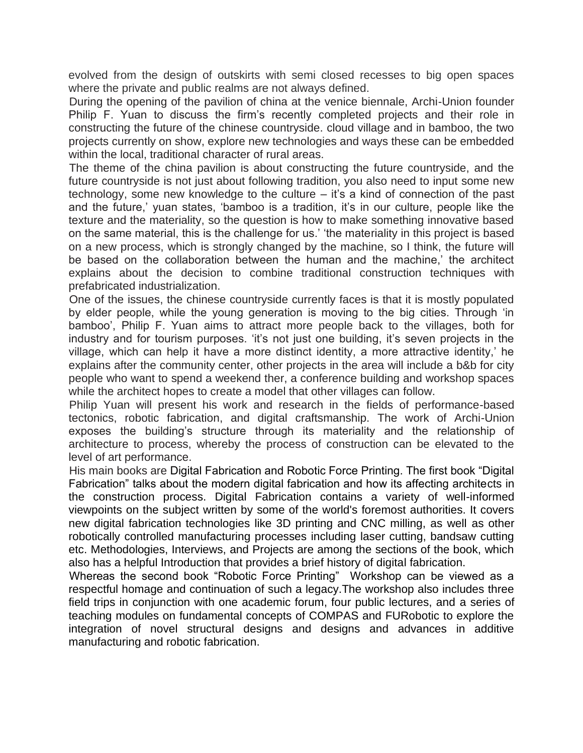evolved from the design of outskirts with semi closed recesses to big open spaces where the private and public realms are not always defined.

During the opening of the pavilion of china at the venice biennale, Archi-Union founder Philip F. Yuan to discuss the firm's recently completed projects and their role in constructing the future of the chinese countryside. cloud village and in bamboo, the two projects currently on show, explore new technologies and ways these can be embedded within the local, traditional character of rural areas.

The theme of the china pavilion is about constructing the future countryside, and the future countryside is not just about following tradition, you also need to input some new technology, some new knowledge to the culture – it's a kind of connection of the past and the future,' yuan states, 'bamboo is a tradition, it's in our culture, people like the texture and the materiality, so the question is how to make something innovative based on the same material, this is the challenge for us.' 'the materiality in this project is based on a new process, which is strongly changed by the machine, so I think, the future will be based on the collaboration between the human and the machine,' the architect explains about the decision to combine traditional construction techniques with prefabricated industrialization.

One of the issues, the chinese countryside currently faces is that it is mostly populated by elder people, while the young generation is moving to the big cities. Through 'in bamboo', Philip F. Yuan aims to attract more people back to the villages, both for industry and for tourism purposes. 'it's not just one building, it's seven projects in the village, which can help it have a more distinct identity, a more attractive identity,' he explains after the community center, other projects in the area will include a b&b for city people who want to spend a weekend ther, a conference building and workshop spaces while the architect hopes to create a model that other villages can follow.

Philip Yuan will present his work and research in the fields of performance-based tectonics, robotic fabrication, and digital craftsmanship. The work of Archi-Union exposes the building's structure through its materiality and the relationship of architecture to process, whereby the process of construction can be elevated to the level of art performance.

His main books are Digital Fabrication and Robotic Force Printing. The first book "Digital Fabrication" talks about the modern digital fabrication and how its affecting architects in the construction process. Digital Fabrication contains a variety of well-informed viewpoints on the subject written by some of the world's foremost authorities. It covers new digital fabrication technologies like 3D printing and CNC milling, as well as other robotically controlled manufacturing processes including laser cutting, bandsaw cutting etc. Methodologies, Interviews, and Projects are among the sections of the book, which also has a helpful Introduction that provides a brief history of digital fabrication.

Whereas the second book "Robotic Force Printing" Workshop can be viewed as a respectful homage and continuation of such a legacy.The workshop also includes three field trips in conjunction with one academic forum, four public lectures, and a series of teaching modules on fundamental concepts of COMPAS and FURobotic to explore the integration of novel structural designs and designs and advances in additive manufacturing and robotic fabrication.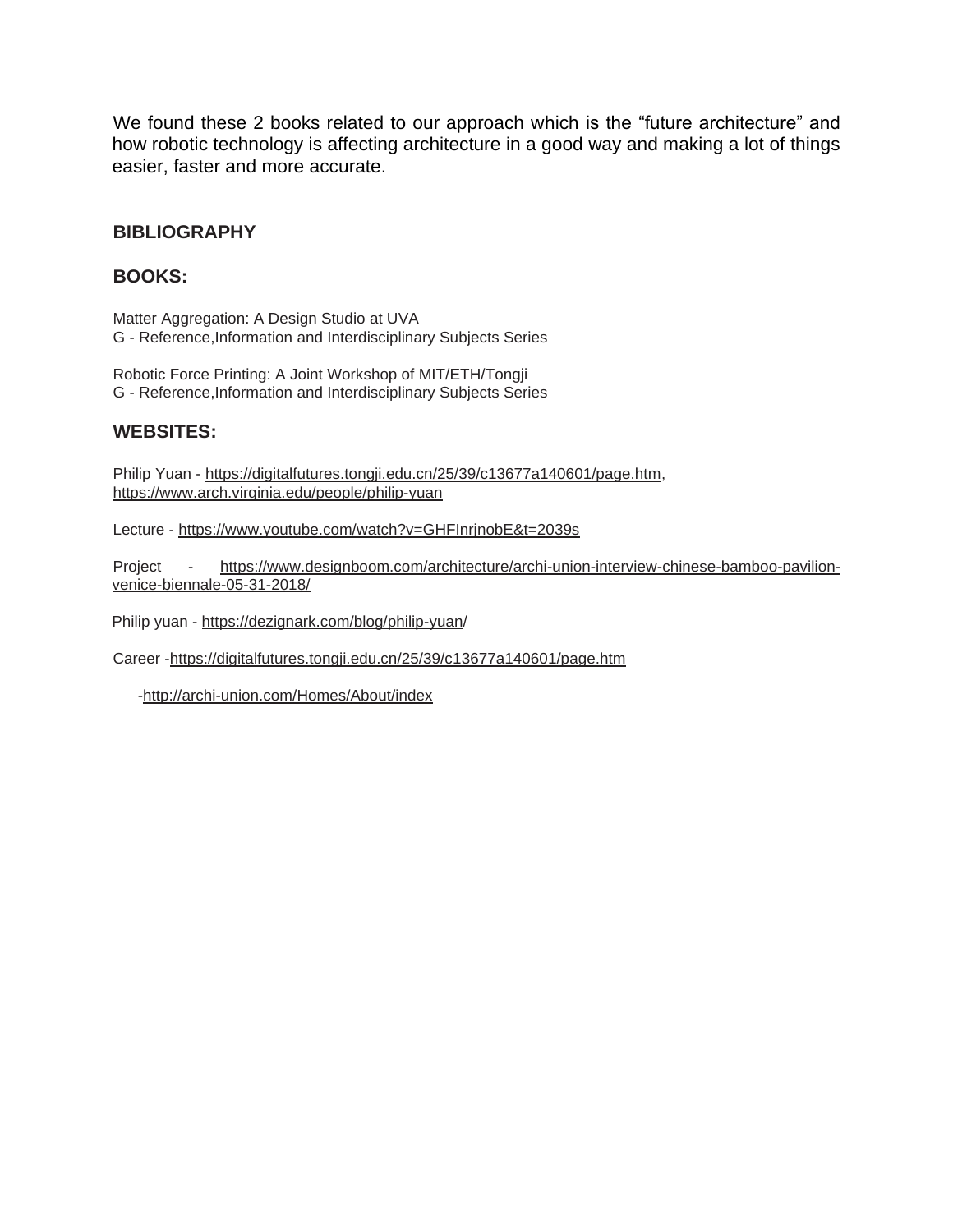We found these 2 books related to our approach which is the "future architecture" and how robotic technology is affecting architecture in a good way and making a lot of things easier, faster and more accurate.

## BIBLIOGRAPHY

## BOOKS:

Matter Aggregation: A Design Studio at UVA
G - Reference,Information and Interdisciplinary Subjects Series

Robotic Force Printing: A Joint Workshop of MIT/ETH/Tongji
G - Reference,Information and Interdisciplinary Subjects Series

## WEBSITES:

Philip Yuan - https://digitalfutures.tongji.edu.cn/25/39/c13677a140601/page.htm, https://www.arch.virginia.edu/people/philip-yuan

Lecture - https://www.youtube.com/watch?v=GHFInrjnobE&t=2039s

Project - https://www.designboom.com/architecture/archi-union-interview-chinese-bamboo-pavilion-venice-biennale-05-31-2018/

Philip yuan - https://dezignark.com/blog/philip-yuan/

Career -https://digitalfutures.tongji.edu.cn/25/39/c13677a140601/page.htm

-http://archi-union.com/Homes/About/index